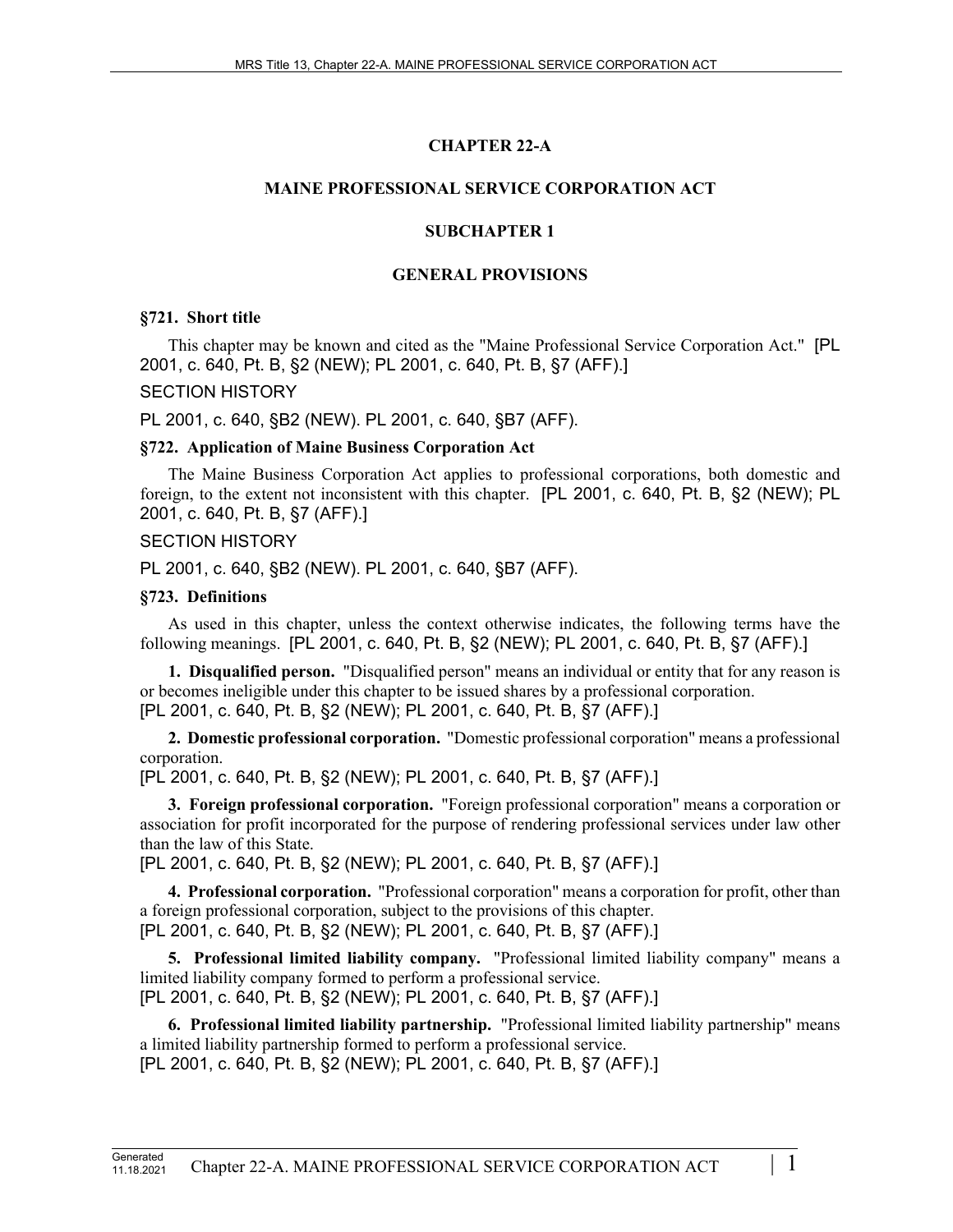# CHAPTER 22-A

## MAINE PROFESSIONAL SERVICE CORPORATION ACT

### SUBCHAPTER 1

### GENERAL PROVISIONS

**§721. Short title**

This chapter may be known and cited as the "Maine Professional Service Corporation Act." [PL 2001, c. 640, Pt. B, §2 (NEW); PL 2001, c. 640, Pt. B, §7 (AFF).]

SECTION HISTORY

PL 2001, c. 640, §B2 (NEW). PL 2001, c. 640, §B7 (AFF).

**§722. Application of Maine Business Corporation Act**

The Maine Business Corporation Act applies to professional corporations, both domestic and foreign, to the extent not inconsistent with this chapter. [PL 2001, c. 640, Pt. B, §2 (NEW); PL 2001, c. 640, Pt. B, §7 (AFF).]

SECTION HISTORY

PL 2001, c. 640, §B2 (NEW). PL 2001, c. 640, §B7 (AFF).

**§723. Definitions**

As used in this chapter, unless the context otherwise indicates, the following terms have the following meanings. [PL 2001, c. 640, Pt. B, §2 (NEW); PL 2001, c. 640, Pt. B, §7 (AFF).]

**1. Disqualified person.** "Disqualified person" means an individual or entity that for any reason is or becomes ineligible under this chapter to be issued shares by a professional corporation.
[PL 2001, c. 640, Pt. B, §2 (NEW); PL 2001, c. 640, Pt. B, §7 (AFF).]

**2. Domestic professional corporation.** "Domestic professional corporation" means a professional corporation.
[PL 2001, c. 640, Pt. B, §2 (NEW); PL 2001, c. 640, Pt. B, §7 (AFF).]

**3. Foreign professional corporation.** "Foreign professional corporation" means a corporation or association for profit incorporated for the purpose of rendering professional services under law other than the law of this State.
[PL 2001, c. 640, Pt. B, §2 (NEW); PL 2001, c. 640, Pt. B, §7 (AFF).]

**4. Professional corporation.** "Professional corporation" means a corporation for profit, other than a foreign professional corporation, subject to the provisions of this chapter.
[PL 2001, c. 640, Pt. B, §2 (NEW); PL 2001, c. 640, Pt. B, §7 (AFF).]

**5. Professional limited liability company.** "Professional limited liability company" means a limited liability company formed to perform a professional service.
[PL 2001, c. 640, Pt. B, §2 (NEW); PL 2001, c. 640, Pt. B, §7 (AFF).]

**6. Professional limited liability partnership.** "Professional limited liability partnership" means a limited liability partnership formed to perform a professional service.
[PL 2001, c. 640, Pt. B, §2 (NEW); PL 2001, c. 640, Pt. B, §7 (AFF).]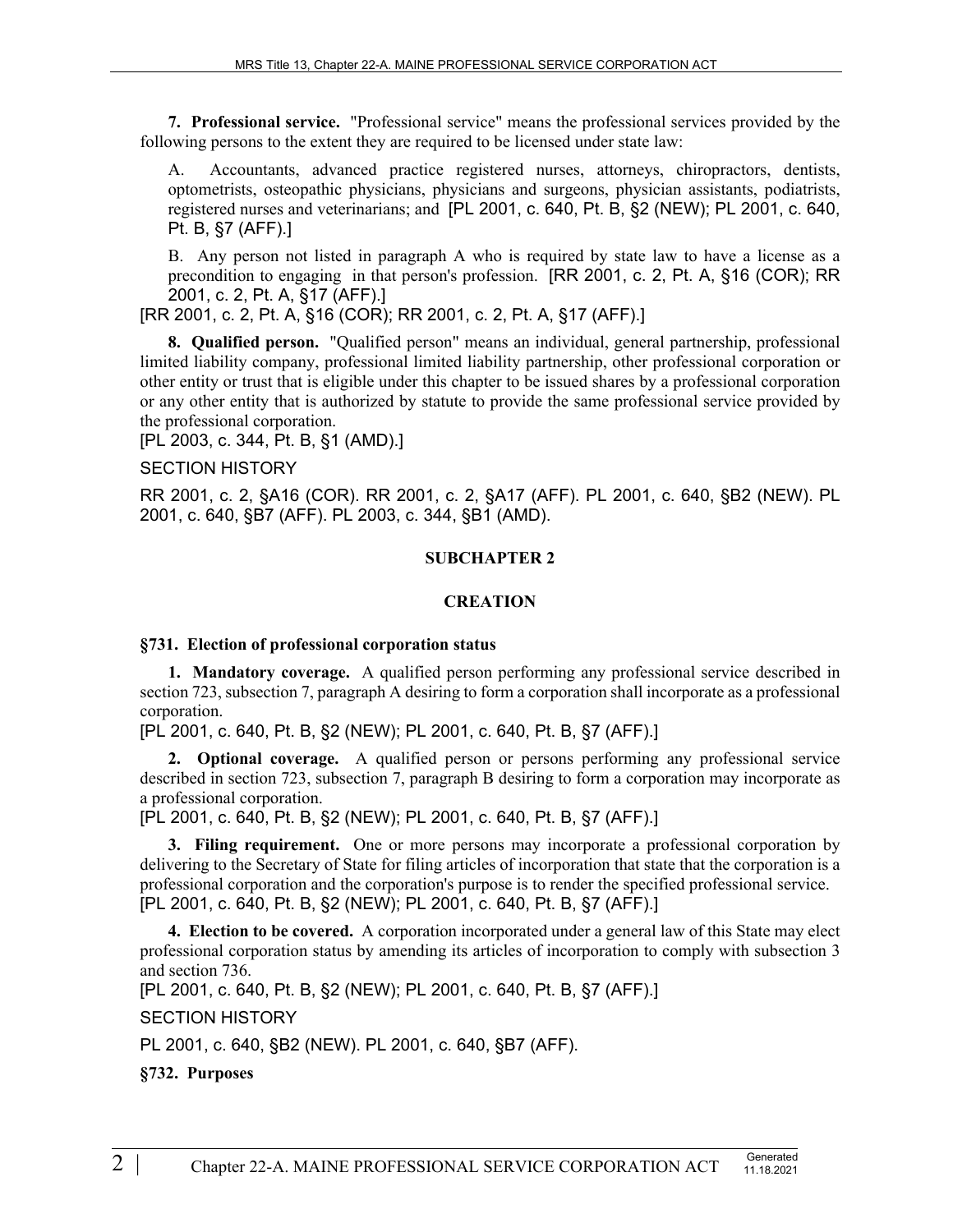**7. Professional service.** "Professional service" means the professional services provided by the following persons to the extent they are required to be licensed under state law:

A. Accountants, advanced practice registered nurses, attorneys, chiropractors, dentists, optometrists, osteopathic physicians, physicians and surgeons, physician assistants, podiatrists, registered nurses and veterinarians; and [PL 2001, c. 640, Pt. B, §2 (NEW); PL 2001, c. 640, Pt. B, §7 (AFF).]

B. Any person not listed in paragraph A who is required by state law to have a license as a precondition to engaging in that person's profession. [RR 2001, c. 2, Pt. A, §16 (COR); RR 2001, c. 2, Pt. A, §17 (AFF).]

[RR 2001, c. 2, Pt. A, §16 (COR); RR 2001, c. 2, Pt. A, §17 (AFF).]

**8. Qualified person.** "Qualified person" means an individual, general partnership, professional limited liability company, professional limited liability partnership, other professional corporation or other entity or trust that is eligible under this chapter to be issued shares by a professional corporation or any other entity that is authorized by statute to provide the same professional service provided by the professional corporation.

[PL 2003, c. 344, Pt. B, §1 (AMD).]

SECTION HISTORY

RR 2001, c. 2, §A16 (COR). RR 2001, c. 2, §A17 (AFF). PL 2001, c. 640, §B2 (NEW). PL 2001, c. 640, §B7 (AFF). PL 2003, c. 344, §B1 (AMD).

## SUBCHAPTER 2

## CREATION

### §731. Election of professional corporation status

**1. Mandatory coverage.** A qualified person performing any professional service described in section 723, subsection 7, paragraph A desiring to form a corporation shall incorporate as a professional corporation.

[PL 2001, c. 640, Pt. B, §2 (NEW); PL 2001, c. 640, Pt. B, §7 (AFF).]

**2. Optional coverage.** A qualified person or persons performing any professional service described in section 723, subsection 7, paragraph B desiring to form a corporation may incorporate as a professional corporation.

[PL 2001, c. 640, Pt. B, §2 (NEW); PL 2001, c. 640, Pt. B, §7 (AFF).]

**3. Filing requirement.** One or more persons may incorporate a professional corporation by delivering to the Secretary of State for filing articles of incorporation that state that the corporation is a professional corporation and the corporation's purpose is to render the specified professional service.

[PL 2001, c. 640, Pt. B, §2 (NEW); PL 2001, c. 640, Pt. B, §7 (AFF).]

**4. Election to be covered.** A corporation incorporated under a general law of this State may elect professional corporation status by amending its articles of incorporation to comply with subsection 3 and section 736.

[PL 2001, c. 640, Pt. B, §2 (NEW); PL 2001, c. 640, Pt. B, §7 (AFF).]

SECTION HISTORY

PL 2001, c. 640, §B2 (NEW). PL 2001, c. 640, §B7 (AFF).

### §732. Purposes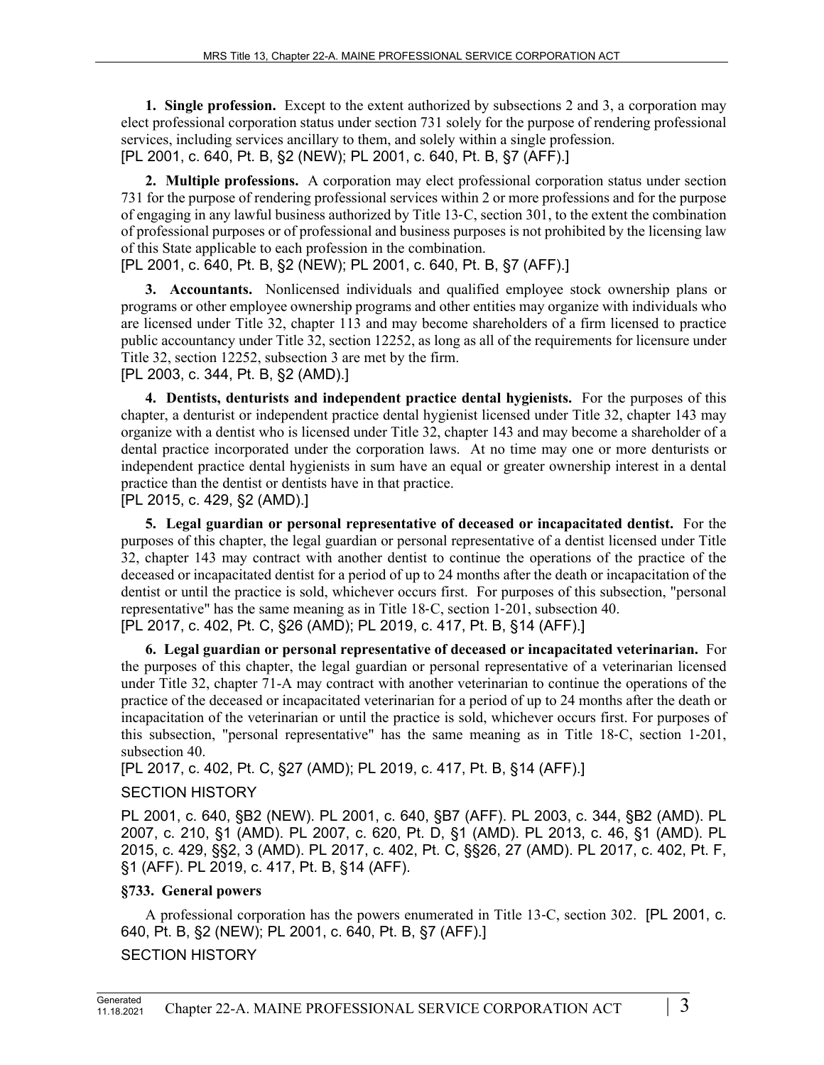**1. Single profession.** Except to the extent authorized by subsections 2 and 3, a corporation may elect professional corporation status under section 731 solely for the purpose of rendering professional services, including services ancillary to them, and solely within a single profession.
[PL 2001, c. 640, Pt. B, §2 (NEW); PL 2001, c. 640, Pt. B, §7 (AFF).]

**2. Multiple professions.** A corporation may elect professional corporation status under section 731 for the purpose of rendering professional services within 2 or more professions and for the purpose of engaging in any lawful business authorized by Title 13-C, section 301, to the extent the combination of professional purposes or of professional and business purposes is not prohibited by the licensing law of this State applicable to each profession in the combination.
[PL 2001, c. 640, Pt. B, §2 (NEW); PL 2001, c. 640, Pt. B, §7 (AFF).]

**3. Accountants.** Nonlicensed individuals and qualified employee stock ownership plans or programs or other employee ownership programs and other entities may organize with individuals who are licensed under Title 32, chapter 113 and may become shareholders of a firm licensed to practice public accountancy under Title 32, section 12252, as long as all of the requirements for licensure under Title 32, section 12252, subsection 3 are met by the firm.
[PL 2003, c. 344, Pt. B, §2 (AMD).]

**4. Dentists, denturists and independent practice dental hygienists.** For the purposes of this chapter, a denturist or independent practice dental hygienist licensed under Title 32, chapter 143 may organize with a dentist who is licensed under Title 32, chapter 143 and may become a shareholder of a dental practice incorporated under the corporation laws. At no time may one or more denturists or independent practice dental hygienists in sum have an equal or greater ownership interest in a dental practice than the dentist or dentists have in that practice.
[PL 2015, c. 429, §2 (AMD).]

**5. Legal guardian or personal representative of deceased or incapacitated dentist.** For the purposes of this chapter, the legal guardian or personal representative of a dentist licensed under Title 32, chapter 143 may contract with another dentist to continue the operations of the practice of the deceased or incapacitated dentist for a period of up to 24 months after the death or incapacitation of the dentist or until the practice is sold, whichever occurs first. For purposes of this subsection, "personal representative" has the same meaning as in Title 18-C, section 1-201, subsection 40.
[PL 2017, c. 402, Pt. C, §26 (AMD); PL 2019, c. 417, Pt. B, §14 (AFF).]

**6. Legal guardian or personal representative of deceased or incapacitated veterinarian.** For the purposes of this chapter, the legal guardian or personal representative of a veterinarian licensed under Title 32, chapter 71-A may contract with another veterinarian to continue the operations of the practice of the deceased or incapacitated veterinarian for a period of up to 24 months after the death or incapacitation of the veterinarian or until the practice is sold, whichever occurs first. For purposes of this subsection, "personal representative" has the same meaning as in Title 18-C, section 1-201, subsection 40.
[PL 2017, c. 402, Pt. C, §27 (AMD); PL 2019, c. 417, Pt. B, §14 (AFF).]

SECTION HISTORY

PL 2001, c. 640, §B2 (NEW). PL 2001, c. 640, §B7 (AFF). PL 2003, c. 344, §B2 (AMD). PL 2007, c. 210, §1 (AMD). PL 2007, c. 620, Pt. D, §1 (AMD). PL 2013, c. 46, §1 (AMD). PL 2015, c. 429, §§2, 3 (AMD). PL 2017, c. 402, Pt. C, §§26, 27 (AMD). PL 2017, c. 402, Pt. F, §1 (AFF). PL 2019, c. 417, Pt. B, §14 (AFF).

### §733. General powers

A professional corporation has the powers enumerated in Title 13-C, section 302. [PL 2001, c. 640, Pt. B, §2 (NEW); PL 2001, c. 640, Pt. B, §7 (AFF).]

SECTION HISTORY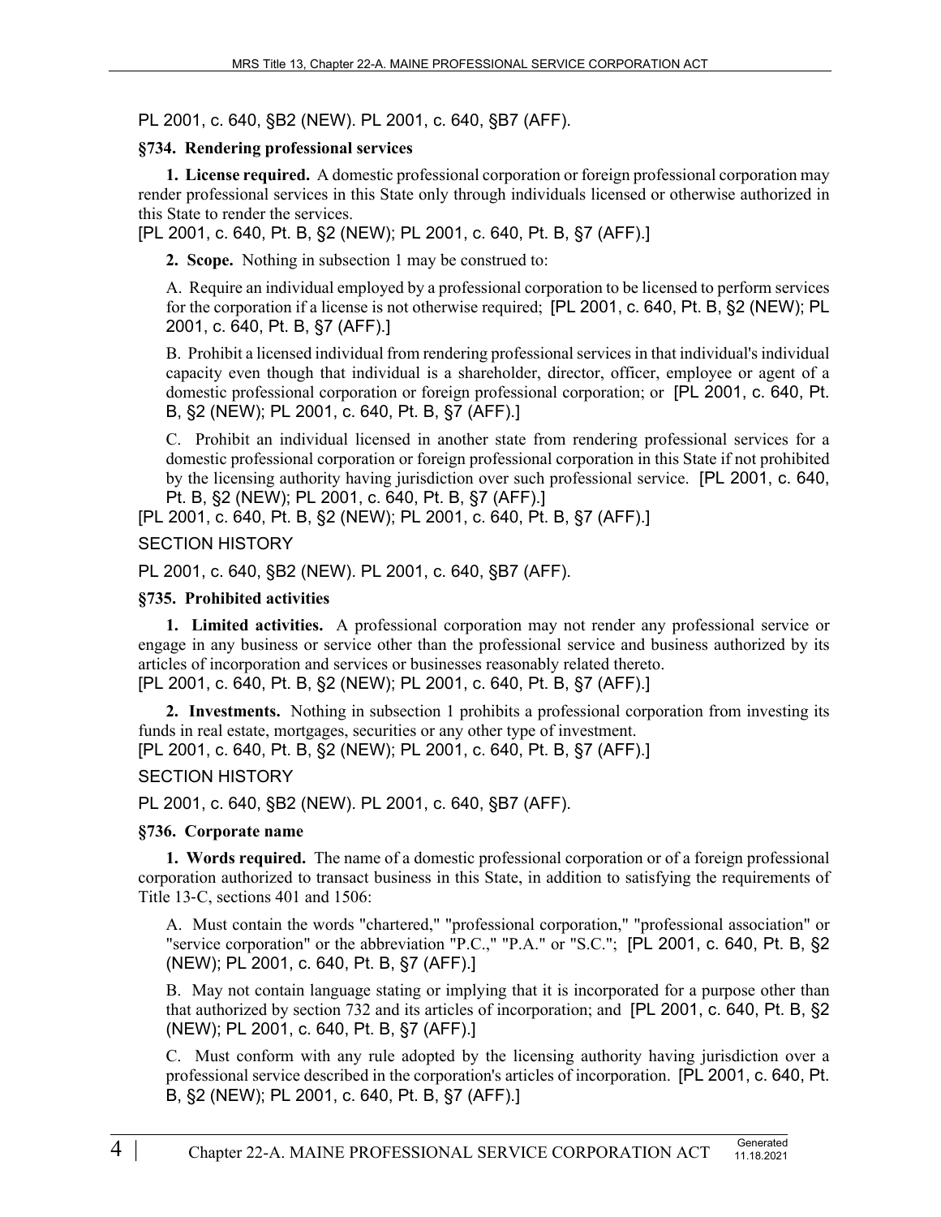PL 2001, c. 640, §B2 (NEW). PL 2001, c. 640, §B7 (AFF).

### §734. Rendering professional services

**1. License required.** A domestic professional corporation or foreign professional corporation may render professional services in this State only through individuals licensed or otherwise authorized in this State to render the services.

[PL 2001, c. 640, Pt. B, §2 (NEW); PL 2001, c. 640, Pt. B, §7 (AFF).]

**2. Scope.** Nothing in subsection 1 may be construed to:

A. Require an individual employed by a professional corporation to be licensed to perform services for the corporation if a license is not otherwise required; [PL 2001, c. 640, Pt. B, §2 (NEW); PL 2001, c. 640, Pt. B, §7 (AFF).]

B. Prohibit a licensed individual from rendering professional services in that individual's individual capacity even though that individual is a shareholder, director, officer, employee or agent of a domestic professional corporation or foreign professional corporation; or [PL 2001, c. 640, Pt. B, §2 (NEW); PL 2001, c. 640, Pt. B, §7 (AFF).]

C. Prohibit an individual licensed in another state from rendering professional services for a domestic professional corporation or foreign professional corporation in this State if not prohibited by the licensing authority having jurisdiction over such professional service. [PL 2001, c. 640, Pt. B, §2 (NEW); PL 2001, c. 640, Pt. B, §7 (AFF).]

[PL 2001, c. 640, Pt. B, §2 (NEW); PL 2001, c. 640, Pt. B, §7 (AFF).]

SECTION HISTORY

PL 2001, c. 640, §B2 (NEW). PL 2001, c. 640, §B7 (AFF).

### §735. Prohibited activities

**1. Limited activities.** A professional corporation may not render any professional service or engage in any business or service other than the professional service and business authorized by its articles of incorporation and services or businesses reasonably related thereto.

[PL 2001, c. 640, Pt. B, §2 (NEW); PL 2001, c. 640, Pt. B, §7 (AFF).]

**2. Investments.** Nothing in subsection 1 prohibits a professional corporation from investing its funds in real estate, mortgages, securities or any other type of investment.

[PL 2001, c. 640, Pt. B, §2 (NEW); PL 2001, c. 640, Pt. B, §7 (AFF).]

SECTION HISTORY

PL 2001, c. 640, §B2 (NEW). PL 2001, c. 640, §B7 (AFF).

### §736. Corporate name

**1. Words required.** The name of a domestic professional corporation or of a foreign professional corporation authorized to transact business in this State, in addition to satisfying the requirements of Title 13-C, sections 401 and 1506:

A. Must contain the words "chartered," "professional corporation," "professional association" or "service corporation" or the abbreviation "P.C.," "P.A." or "S.C."; [PL 2001, c. 640, Pt. B, §2 (NEW); PL 2001, c. 640, Pt. B, §7 (AFF).]

B. May not contain language stating or implying that it is incorporated for a purpose other than that authorized by section 732 and its articles of incorporation; and [PL 2001, c. 640, Pt. B, §2 (NEW); PL 2001, c. 640, Pt. B, §7 (AFF).]

C. Must conform with any rule adopted by the licensing authority having jurisdiction over a professional service described in the corporation's articles of incorporation. [PL 2001, c. 640, Pt. B, §2 (NEW); PL 2001, c. 640, Pt. B, §7 (AFF).]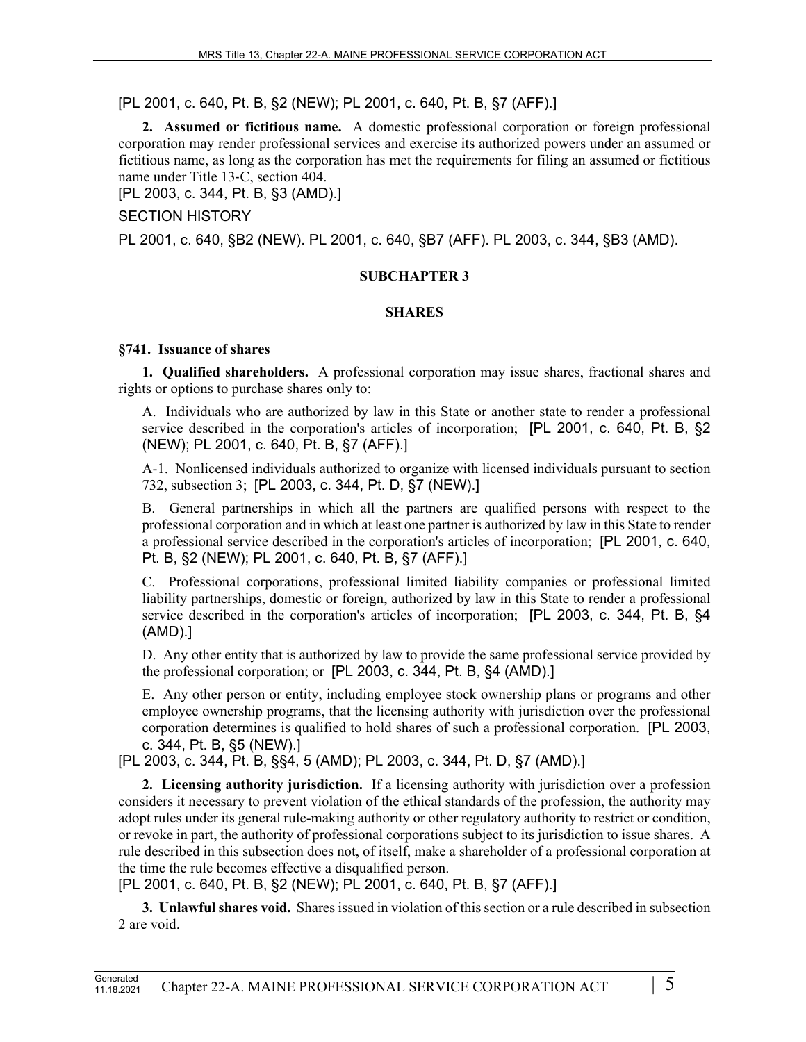[PL 2001, c. 640, Pt. B, §2 (NEW); PL 2001, c. 640, Pt. B, §7 (AFF).]

**2. Assumed or fictitious name.** A domestic professional corporation or foreign professional corporation may render professional services and exercise its authorized powers under an assumed or fictitious name, as long as the corporation has met the requirements for filing an assumed or fictitious name under Title 13-C, section 404.

[PL 2003, c. 344, Pt. B, §3 (AMD).]

SECTION HISTORY

PL 2001, c. 640, §B2 (NEW). PL 2001, c. 640, §B7 (AFF). PL 2003, c. 344, §B3 (AMD).

## SUBCHAPTER 3

## SHARES

### §741. Issuance of shares

**1. Qualified shareholders.** A professional corporation may issue shares, fractional shares and rights or options to purchase shares only to:

A. Individuals who are authorized by law in this State or another state to render a professional service described in the corporation's articles of incorporation; [PL 2001, c. 640, Pt. B, §2 (NEW); PL 2001, c. 640, Pt. B, §7 (AFF).]

A-1. Nonlicensed individuals authorized to organize with licensed individuals pursuant to section 732, subsection 3; [PL 2003, c. 344, Pt. D, §7 (NEW).]

B. General partnerships in which all the partners are qualified persons with respect to the professional corporation and in which at least one partner is authorized by law in this State to render a professional service described in the corporation's articles of incorporation; [PL 2001, c. 640, Pt. B, §2 (NEW); PL 2001, c. 640, Pt. B, §7 (AFF).]

C. Professional corporations, professional limited liability companies or professional limited liability partnerships, domestic or foreign, authorized by law in this State to render a professional service described in the corporation's articles of incorporation; [PL 2003, c. 344, Pt. B, §4 (AMD).]

D. Any other entity that is authorized by law to provide the same professional service provided by the professional corporation; or [PL 2003, c. 344, Pt. B, §4 (AMD).]

E. Any other person or entity, including employee stock ownership plans or programs and other employee ownership programs, that the licensing authority with jurisdiction over the professional corporation determines is qualified to hold shares of such a professional corporation. [PL 2003, c. 344, Pt. B, §5 (NEW).]

[PL 2003, c. 344, Pt. B, §§4, 5 (AMD); PL 2003, c. 344, Pt. D, §7 (AMD).]

**2. Licensing authority jurisdiction.** If a licensing authority with jurisdiction over a profession considers it necessary to prevent violation of the ethical standards of the profession, the authority may adopt rules under its general rule-making authority or other regulatory authority to restrict or condition, or revoke in part, the authority of professional corporations subject to its jurisdiction to issue shares. A rule described in this subsection does not, of itself, make a shareholder of a professional corporation at the time the rule becomes effective a disqualified person.

[PL 2001, c. 640, Pt. B, §2 (NEW); PL 2001, c. 640, Pt. B, §7 (AFF).]

**3. Unlawful shares void.** Shares issued in violation of this section or a rule described in subsection 2 are void.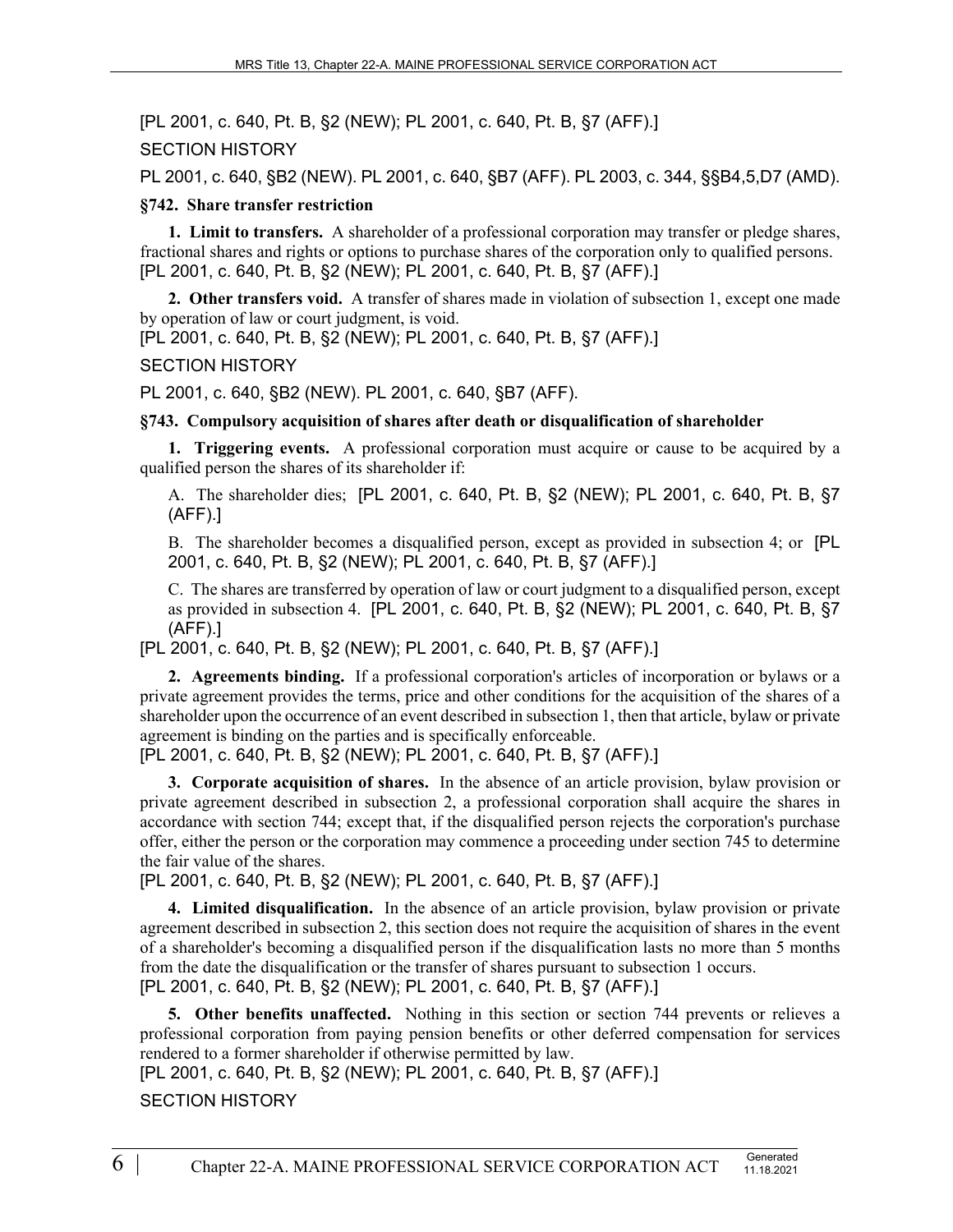[PL 2001, c. 640, Pt. B, §2 (NEW); PL 2001, c. 640, Pt. B, §7 (AFF).]

SECTION HISTORY

PL 2001, c. 640, §B2 (NEW). PL 2001, c. 640, §B7 (AFF). PL 2003, c. 344, §§B4,5,D7 (AMD).

### §742. Share transfer restriction

**1. Limit to transfers.** A shareholder of a professional corporation may transfer or pledge shares, fractional shares and rights or options to purchase shares of the corporation only to qualified persons. [PL 2001, c. 640, Pt. B, §2 (NEW); PL 2001, c. 640, Pt. B, §7 (AFF).]

**2. Other transfers void.** A transfer of shares made in violation of subsection 1, except one made by operation of law or court judgment, is void.
[PL 2001, c. 640, Pt. B, §2 (NEW); PL 2001, c. 640, Pt. B, §7 (AFF).]

SECTION HISTORY

PL 2001, c. 640, §B2 (NEW). PL 2001, c. 640, §B7 (AFF).

### §743. Compulsory acquisition of shares after death or disqualification of shareholder

**1. Triggering events.** A professional corporation must acquire or cause to be acquired by a qualified person the shares of its shareholder if:

A. The shareholder dies; [PL 2001, c. 640, Pt. B, §2 (NEW); PL 2001, c. 640, Pt. B, §7 (AFF).]

B. The shareholder becomes a disqualified person, except as provided in subsection 4; or [PL 2001, c. 640, Pt. B, §2 (NEW); PL 2001, c. 640, Pt. B, §7 (AFF).]

C. The shares are transferred by operation of law or court judgment to a disqualified person, except as provided in subsection 4. [PL 2001, c. 640, Pt. B, §2 (NEW); PL 2001, c. 640, Pt. B, §7 (AFF).]

[PL 2001, c. 640, Pt. B, §2 (NEW); PL 2001, c. 640, Pt. B, §7 (AFF).]

**2. Agreements binding.** If a professional corporation's articles of incorporation or bylaws or a private agreement provides the terms, price and other conditions for the acquisition of the shares of a shareholder upon the occurrence of an event described in subsection 1, then that article, bylaw or private agreement is binding on the parties and is specifically enforceable.
[PL 2001, c. 640, Pt. B, §2 (NEW); PL 2001, c. 640, Pt. B, §7 (AFF).]

**3. Corporate acquisition of shares.** In the absence of an article provision, bylaw provision or private agreement described in subsection 2, a professional corporation shall acquire the shares in accordance with section 744; except that, if the disqualified person rejects the corporation's purchase offer, either the person or the corporation may commence a proceeding under section 745 to determine the fair value of the shares.
[PL 2001, c. 640, Pt. B, §2 (NEW); PL 2001, c. 640, Pt. B, §7 (AFF).]

**4. Limited disqualification.** In the absence of an article provision, bylaw provision or private agreement described in subsection 2, this section does not require the acquisition of shares in the event of a shareholder's becoming a disqualified person if the disqualification lasts no more than 5 months from the date the disqualification or the transfer of shares pursuant to subsection 1 occurs.
[PL 2001, c. 640, Pt. B, §2 (NEW); PL 2001, c. 640, Pt. B, §7 (AFF).]

**5. Other benefits unaffected.** Nothing in this section or section 744 prevents or relieves a professional corporation from paying pension benefits or other deferred compensation for services rendered to a former shareholder if otherwise permitted by law.
[PL 2001, c. 640, Pt. B, §2 (NEW); PL 2001, c. 640, Pt. B, §7 (AFF).]

SECTION HISTORY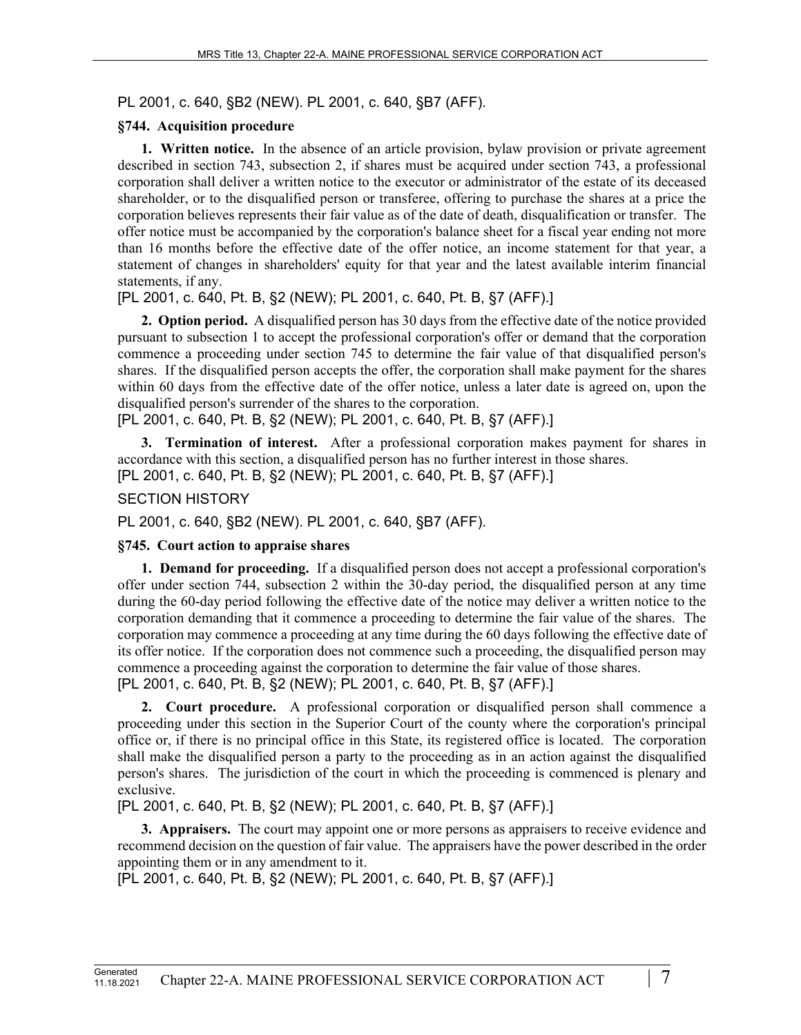PL 2001, c. 640, §B2 (NEW). PL 2001, c. 640, §B7 (AFF).

**§744. Acquisition procedure**

**1. Written notice.** In the absence of an article provision, bylaw provision or private agreement described in section 743, subsection 2, if shares must be acquired under section 743, a professional corporation shall deliver a written notice to the executor or administrator of the estate of its deceased shareholder, or to the disqualified person or transferee, offering to purchase the shares at a price the corporation believes represents their fair value as of the date of death, disqualification or transfer. The offer notice must be accompanied by the corporation's balance sheet for a fiscal year ending not more than 16 months before the effective date of the offer notice, an income statement for that year, a statement of changes in shareholders' equity for that year and the latest available interim financial statements, if any.

[PL 2001, c. 640, Pt. B, §2 (NEW); PL 2001, c. 640, Pt. B, §7 (AFF).]

**2. Option period.** A disqualified person has 30 days from the effective date of the notice provided pursuant to subsection 1 to accept the professional corporation's offer or demand that the corporation commence a proceeding under section 745 to determine the fair value of that disqualified person's shares. If the disqualified person accepts the offer, the corporation shall make payment for the shares within 60 days from the effective date of the offer notice, unless a later date is agreed on, upon the disqualified person's surrender of the shares to the corporation.

[PL 2001, c. 640, Pt. B, §2 (NEW); PL 2001, c. 640, Pt. B, §7 (AFF).]

**3. Termination of interest.** After a professional corporation makes payment for shares in accordance with this section, a disqualified person has no further interest in those shares.

[PL 2001, c. 640, Pt. B, §2 (NEW); PL 2001, c. 640, Pt. B, §7 (AFF).]

SECTION HISTORY

PL 2001, c. 640, §B2 (NEW). PL 2001, c. 640, §B7 (AFF).

**§745. Court action to appraise shares**

**1. Demand for proceeding.** If a disqualified person does not accept a professional corporation's offer under section 744, subsection 2 within the 30-day period, the disqualified person at any time during the 60-day period following the effective date of the notice may deliver a written notice to the corporation demanding that it commence a proceeding to determine the fair value of the shares. The corporation may commence a proceeding at any time during the 60 days following the effective date of its offer notice. If the corporation does not commence such a proceeding, the disqualified person may commence a proceeding against the corporation to determine the fair value of those shares.

[PL 2001, c. 640, Pt. B, §2 (NEW); PL 2001, c. 640, Pt. B, §7 (AFF).]

**2. Court procedure.** A professional corporation or disqualified person shall commence a proceeding under this section in the Superior Court of the county where the corporation's principal office or, if there is no principal office in this State, its registered office is located. The corporation shall make the disqualified person a party to the proceeding as in an action against the disqualified person's shares. The jurisdiction of the court in which the proceeding is commenced is plenary and exclusive.

[PL 2001, c. 640, Pt. B, §2 (NEW); PL 2001, c. 640, Pt. B, §7 (AFF).]

**3. Appraisers.** The court may appoint one or more persons as appraisers to receive evidence and recommend decision on the question of fair value. The appraisers have the power described in the order appointing them or in any amendment to it.

[PL 2001, c. 640, Pt. B, §2 (NEW); PL 2001, c. 640, Pt. B, §7 (AFF).]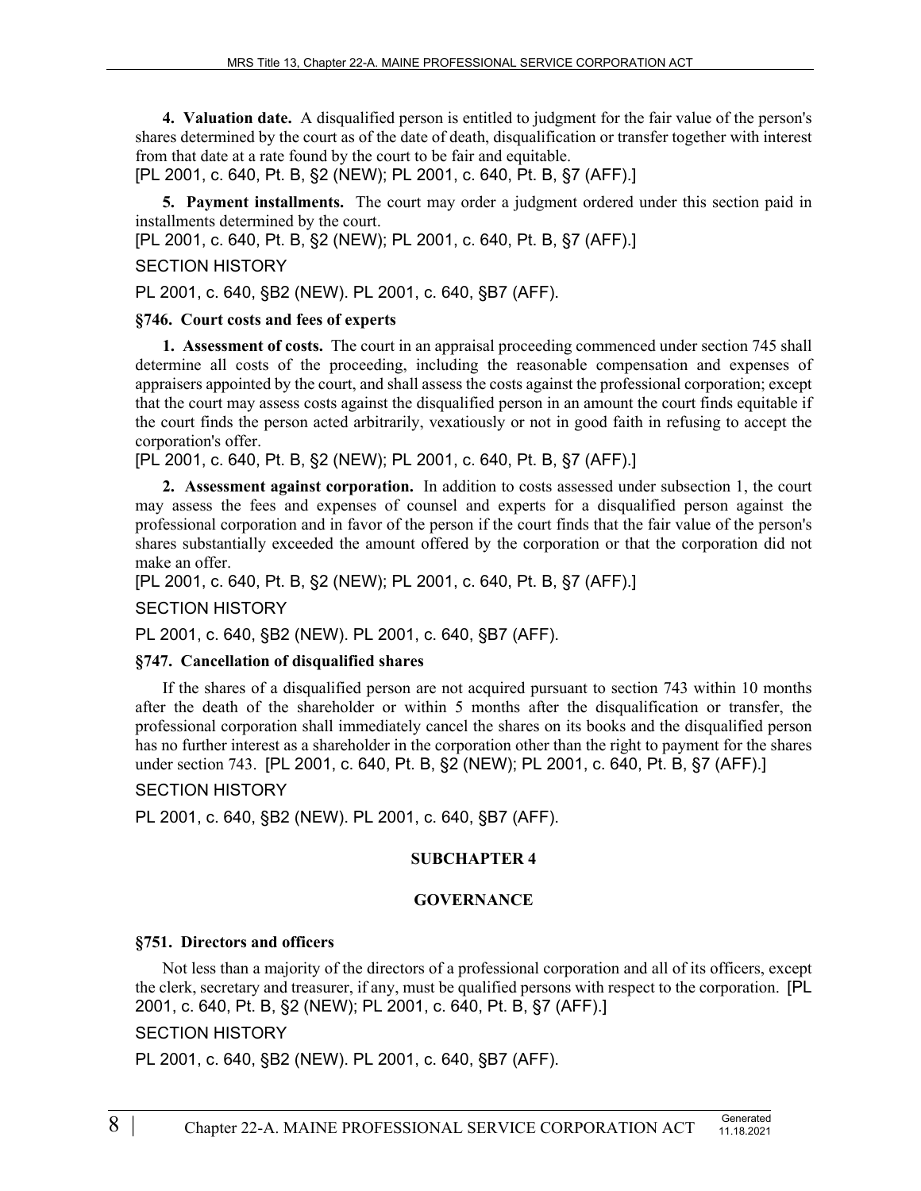**4. Valuation date.** A disqualified person is entitled to judgment for the fair value of the person's shares determined by the court as of the date of death, disqualification or transfer together with interest from that date at a rate found by the court to be fair and equitable.

[PL 2001, c. 640, Pt. B, §2 (NEW); PL 2001, c. 640, Pt. B, §7 (AFF).]

**5. Payment installments.** The court may order a judgment ordered under this section paid in installments determined by the court.

[PL 2001, c. 640, Pt. B, §2 (NEW); PL 2001, c. 640, Pt. B, §7 (AFF).]

SECTION HISTORY

PL 2001, c. 640, §B2 (NEW). PL 2001, c. 640, §B7 (AFF).

### §746. Court costs and fees of experts

**1. Assessment of costs.** The court in an appraisal proceeding commenced under section 745 shall determine all costs of the proceeding, including the reasonable compensation and expenses of appraisers appointed by the court, and shall assess the costs against the professional corporation; except that the court may assess costs against the disqualified person in an amount the court finds equitable if the court finds the person acted arbitrarily, vexatiously or not in good faith in refusing to accept the corporation's offer.

[PL 2001, c. 640, Pt. B, §2 (NEW); PL 2001, c. 640, Pt. B, §7 (AFF).]

**2. Assessment against corporation.** In addition to costs assessed under subsection 1, the court may assess the fees and expenses of counsel and experts for a disqualified person against the professional corporation and in favor of the person if the court finds that the fair value of the person's shares substantially exceeded the amount offered by the corporation or that the corporation did not make an offer.

[PL 2001, c. 640, Pt. B, §2 (NEW); PL 2001, c. 640, Pt. B, §7 (AFF).]

SECTION HISTORY

PL 2001, c. 640, §B2 (NEW). PL 2001, c. 640, §B7 (AFF).

### §747. Cancellation of disqualified shares

If the shares of a disqualified person are not acquired pursuant to section 743 within 10 months after the death of the shareholder or within 5 months after the disqualification or transfer, the professional corporation shall immediately cancel the shares on its books and the disqualified person has no further interest as a shareholder in the corporation other than the right to payment for the shares under section 743. [PL 2001, c. 640, Pt. B, §2 (NEW); PL 2001, c. 640, Pt. B, §7 (AFF).]

SECTION HISTORY

PL 2001, c. 640, §B2 (NEW). PL 2001, c. 640, §B7 (AFF).

## SUBCHAPTER 4

## GOVERNANCE

### §751. Directors and officers

Not less than a majority of the directors of a professional corporation and all of its officers, except the clerk, secretary and treasurer, if any, must be qualified persons with respect to the corporation. [PL 2001, c. 640, Pt. B, §2 (NEW); PL 2001, c. 640, Pt. B, §7 (AFF).]

SECTION HISTORY

PL 2001, c. 640, §B2 (NEW). PL 2001, c. 640, §B7 (AFF).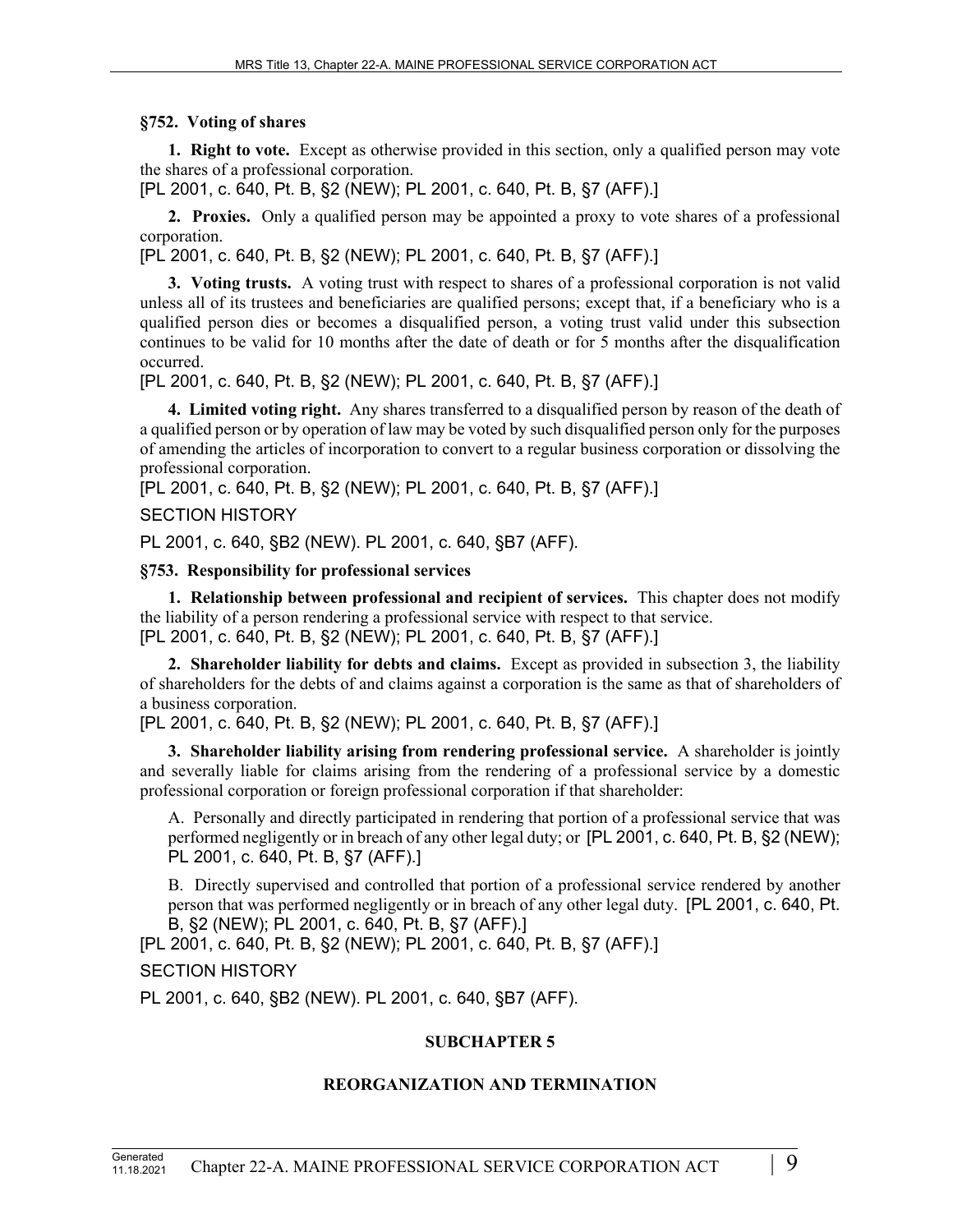### §752. Voting of shares

**1. Right to vote.** Except as otherwise provided in this section, only a qualified person may vote the shares of a professional corporation.

[PL 2001, c. 640, Pt. B, §2 (NEW); PL 2001, c. 640, Pt. B, §7 (AFF).]

**2. Proxies.** Only a qualified person may be appointed a proxy to vote shares of a professional corporation.

[PL 2001, c. 640, Pt. B, §2 (NEW); PL 2001, c. 640, Pt. B, §7 (AFF).]

**3. Voting trusts.** A voting trust with respect to shares of a professional corporation is not valid unless all of its trustees and beneficiaries are qualified persons; except that, if a beneficiary who is a qualified person dies or becomes a disqualified person, a voting trust valid under this subsection continues to be valid for 10 months after the date of death or for 5 months after the disqualification occurred.

[PL 2001, c. 640, Pt. B, §2 (NEW); PL 2001, c. 640, Pt. B, §7 (AFF).]

**4. Limited voting right.** Any shares transferred to a disqualified person by reason of the death of a qualified person or by operation of law may be voted by such disqualified person only for the purposes of amending the articles of incorporation to convert to a regular business corporation or dissolving the professional corporation.

[PL 2001, c. 640, Pt. B, §2 (NEW); PL 2001, c. 640, Pt. B, §7 (AFF).]

SECTION HISTORY

PL 2001, c. 640, §B2 (NEW). PL 2001, c. 640, §B7 (AFF).

### §753. Responsibility for professional services

**1. Relationship between professional and recipient of services.** This chapter does not modify the liability of a person rendering a professional service with respect to that service.

[PL 2001, c. 640, Pt. B, §2 (NEW); PL 2001, c. 640, Pt. B, §7 (AFF).]

**2. Shareholder liability for debts and claims.** Except as provided in subsection 3, the liability of shareholders for the debts of and claims against a corporation is the same as that of shareholders of a business corporation.

[PL 2001, c. 640, Pt. B, §2 (NEW); PL 2001, c. 640, Pt. B, §7 (AFF).]

**3. Shareholder liability arising from rendering professional service.** A shareholder is jointly and severally liable for claims arising from the rendering of a professional service by a domestic professional corporation or foreign professional corporation if that shareholder:

A. Personally and directly participated in rendering that portion of a professional service that was performed negligently or in breach of any other legal duty; or [PL 2001, c. 640, Pt. B, §2 (NEW); PL 2001, c. 640, Pt. B, §7 (AFF).]

B. Directly supervised and controlled that portion of a professional service rendered by another person that was performed negligently or in breach of any other legal duty. [PL 2001, c. 640, Pt. B, §2 (NEW); PL 2001, c. 640, Pt. B, §7 (AFF).]

[PL 2001, c. 640, Pt. B, §2 (NEW); PL 2001, c. 640, Pt. B, §7 (AFF).]

SECTION HISTORY

PL 2001, c. 640, §B2 (NEW). PL 2001, c. 640, §B7 (AFF).

## SUBCHAPTER 5

## REORGANIZATION AND TERMINATION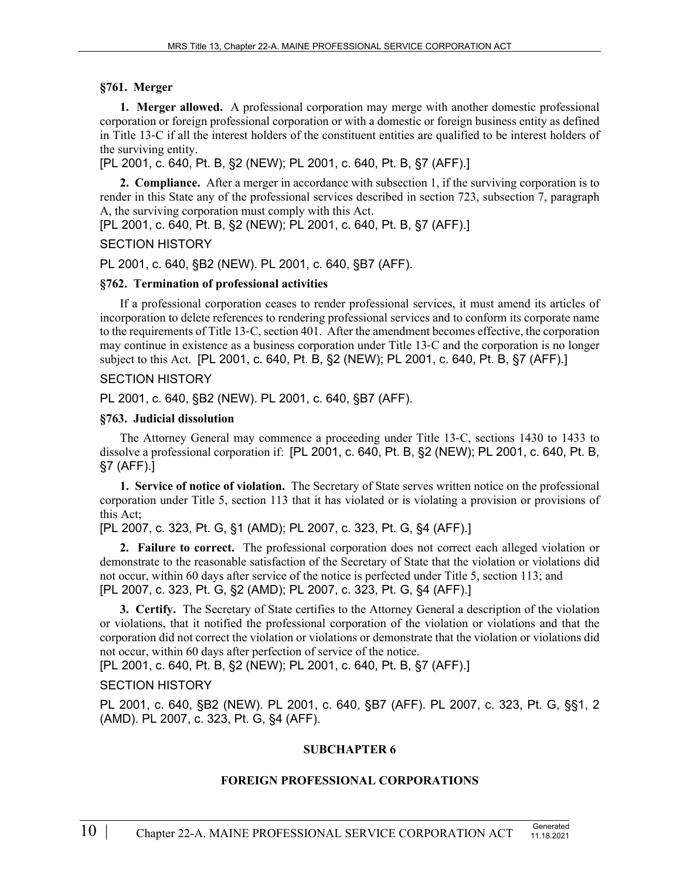### §761. Merger

**1. Merger allowed.** A professional corporation may merge with another domestic professional corporation or foreign professional corporation or with a domestic or foreign business entity as defined in Title 13-C if all the interest holders of the constituent entities are qualified to be interest holders of the surviving entity.

[PL 2001, c. 640, Pt. B, §2 (NEW); PL 2001, c. 640, Pt. B, §7 (AFF).]

**2. Compliance.** After a merger in accordance with subsection 1, if the surviving corporation is to render in this State any of the professional services described in section 723, subsection 7, paragraph A, the surviving corporation must comply with this Act.

[PL 2001, c. 640, Pt. B, §2 (NEW); PL 2001, c. 640, Pt. B, §7 (AFF).]

SECTION HISTORY

PL 2001, c. 640, §B2 (NEW). PL 2001, c. 640, §B7 (AFF).

### §762. Termination of professional activities

If a professional corporation ceases to render professional services, it must amend its articles of incorporation to delete references to rendering professional services and to conform its corporate name to the requirements of Title 13-C, section 401. After the amendment becomes effective, the corporation may continue in existence as a business corporation under Title 13-C and the corporation is no longer subject to this Act. [PL 2001, c. 640, Pt. B, §2 (NEW); PL 2001, c. 640, Pt. B, §7 (AFF).]

SECTION HISTORY

PL 2001, c. 640, §B2 (NEW). PL 2001, c. 640, §B7 (AFF).

### §763. Judicial dissolution

The Attorney General may commence a proceeding under Title 13-C, sections 1430 to 1433 to dissolve a professional corporation if: [PL 2001, c. 640, Pt. B, §2 (NEW); PL 2001, c. 640, Pt. B, §7 (AFF).]

**1. Service of notice of violation.** The Secretary of State serves written notice on the professional corporation under Title 5, section 113 that it has violated or is violating a provision or provisions of this Act;

[PL 2007, c. 323, Pt. G, §1 (AMD); PL 2007, c. 323, Pt. G, §4 (AFF).]

**2. Failure to correct.** The professional corporation does not correct each alleged violation or demonstrate to the reasonable satisfaction of the Secretary of State that the violation or violations did not occur, within 60 days after service of the notice is perfected under Title 5, section 113; and

[PL 2007, c. 323, Pt. G, §2 (AMD); PL 2007, c. 323, Pt. G, §4 (AFF).]

**3. Certify.** The Secretary of State certifies to the Attorney General a description of the violation or violations, that it notified the professional corporation of the violation or violations and that the corporation did not correct the violation or violations or demonstrate that the violation or violations did not occur, within 60 days after perfection of service of the notice.

[PL 2001, c. 640, Pt. B, §2 (NEW); PL 2001, c. 640, Pt. B, §7 (AFF).]

SECTION HISTORY

PL 2001, c. 640, §B2 (NEW). PL 2001, c. 640, §B7 (AFF). PL 2007, c. 323, Pt. G, §§1, 2 (AMD). PL 2007, c. 323, Pt. G, §4 (AFF).

## SUBCHAPTER 6

## FOREIGN PROFESSIONAL CORPORATIONS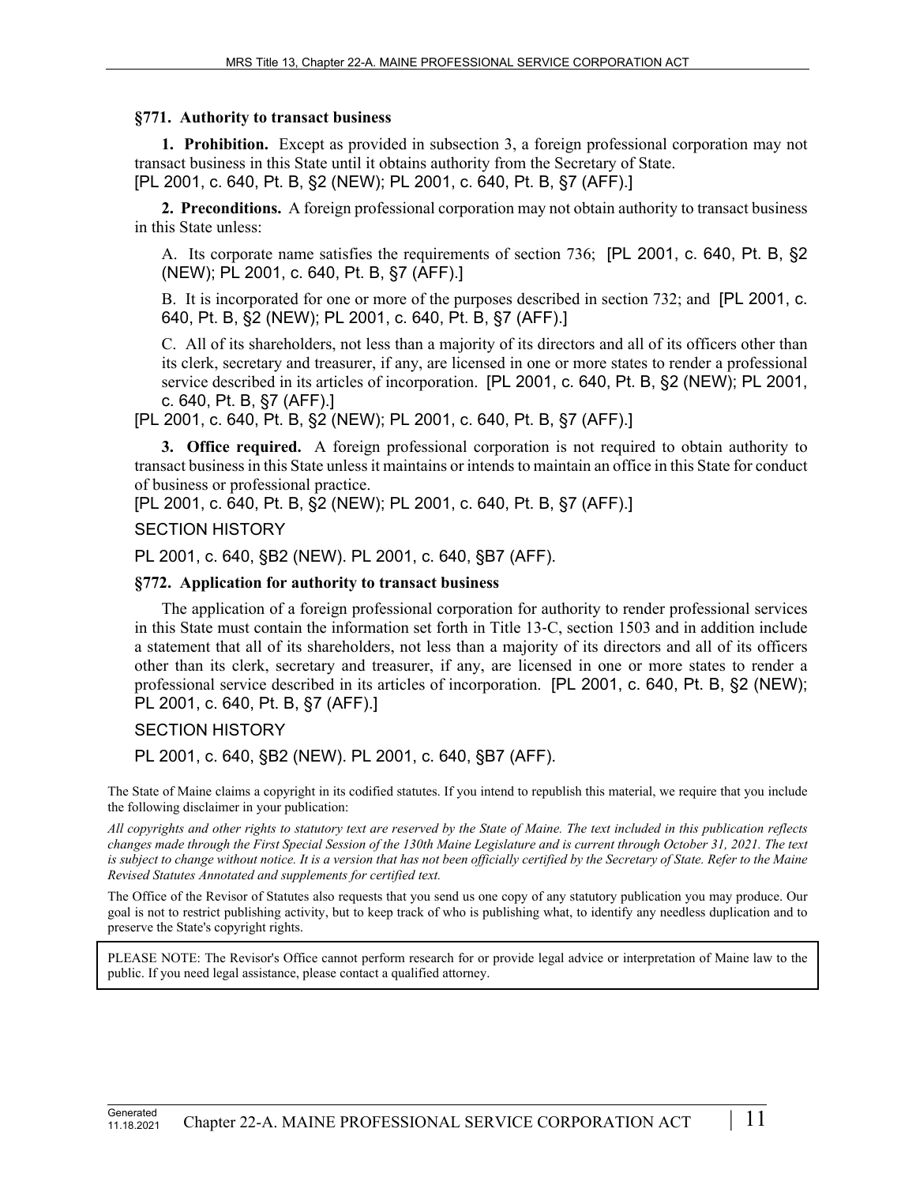**§771. Authority to transact business**

**1. Prohibition.** Except as provided in subsection 3, a foreign professional corporation may not transact business in this State until it obtains authority from the Secretary of State.
[PL 2001, c. 640, Pt. B, §2 (NEW); PL 2001, c. 640, Pt. B, §7 (AFF).]

**2. Preconditions.** A foreign professional corporation may not obtain authority to transact business in this State unless:

A. Its corporate name satisfies the requirements of section 736; [PL 2001, c. 640, Pt. B, §2 (NEW); PL 2001, c. 640, Pt. B, §7 (AFF).]

B. It is incorporated for one or more of the purposes described in section 732; and [PL 2001, c. 640, Pt. B, §2 (NEW); PL 2001, c. 640, Pt. B, §7 (AFF).]

C. All of its shareholders, not less than a majority of its directors and all of its officers other than its clerk, secretary and treasurer, if any, are licensed in one or more states to render a professional service described in its articles of incorporation. [PL 2001, c. 640, Pt. B, §2 (NEW); PL 2001, c. 640, Pt. B, §7 (AFF).]

[PL 2001, c. 640, Pt. B, §2 (NEW); PL 2001, c. 640, Pt. B, §7 (AFF).]

**3. Office required.** A foreign professional corporation is not required to obtain authority to transact business in this State unless it maintains or intends to maintain an office in this State for conduct of business or professional practice.
[PL 2001, c. 640, Pt. B, §2 (NEW); PL 2001, c. 640, Pt. B, §7 (AFF).]

SECTION HISTORY

PL 2001, c. 640, §B2 (NEW). PL 2001, c. 640, §B7 (AFF).

**§772. Application for authority to transact business**

The application of a foreign professional corporation for authority to render professional services in this State must contain the information set forth in Title 13-C, section 1503 and in addition include a statement that all of its shareholders, not less than a majority of its directors and all of its officers other than its clerk, secretary and treasurer, if any, are licensed in one or more states to render a professional service described in its articles of incorporation. [PL 2001, c. 640, Pt. B, §2 (NEW); PL 2001, c. 640, Pt. B, §7 (AFF).]

SECTION HISTORY

PL 2001, c. 640, §B2 (NEW). PL 2001, c. 640, §B7 (AFF).

The State of Maine claims a copyright in its codified statutes. If you intend to republish this material, we require that you include the following disclaimer in your publication:

*All copyrights and other rights to statutory text are reserved by the State of Maine. The text included in this publication reflects changes made through the First Special Session of the 130th Maine Legislature and is current through October 31, 2021. The text is subject to change without notice. It is a version that has not been officially certified by the Secretary of State. Refer to the Maine Revised Statutes Annotated and supplements for certified text.*

The Office of the Revisor of Statutes also requests that you send us one copy of any statutory publication you may produce. Our goal is not to restrict publishing activity, but to keep track of who is publishing what, to identify any needless duplication and to preserve the State's copyright rights.

PLEASE NOTE: The Revisor's Office cannot perform research for or provide legal advice or interpretation of Maine law to the public. If you need legal assistance, please contact a qualified attorney.